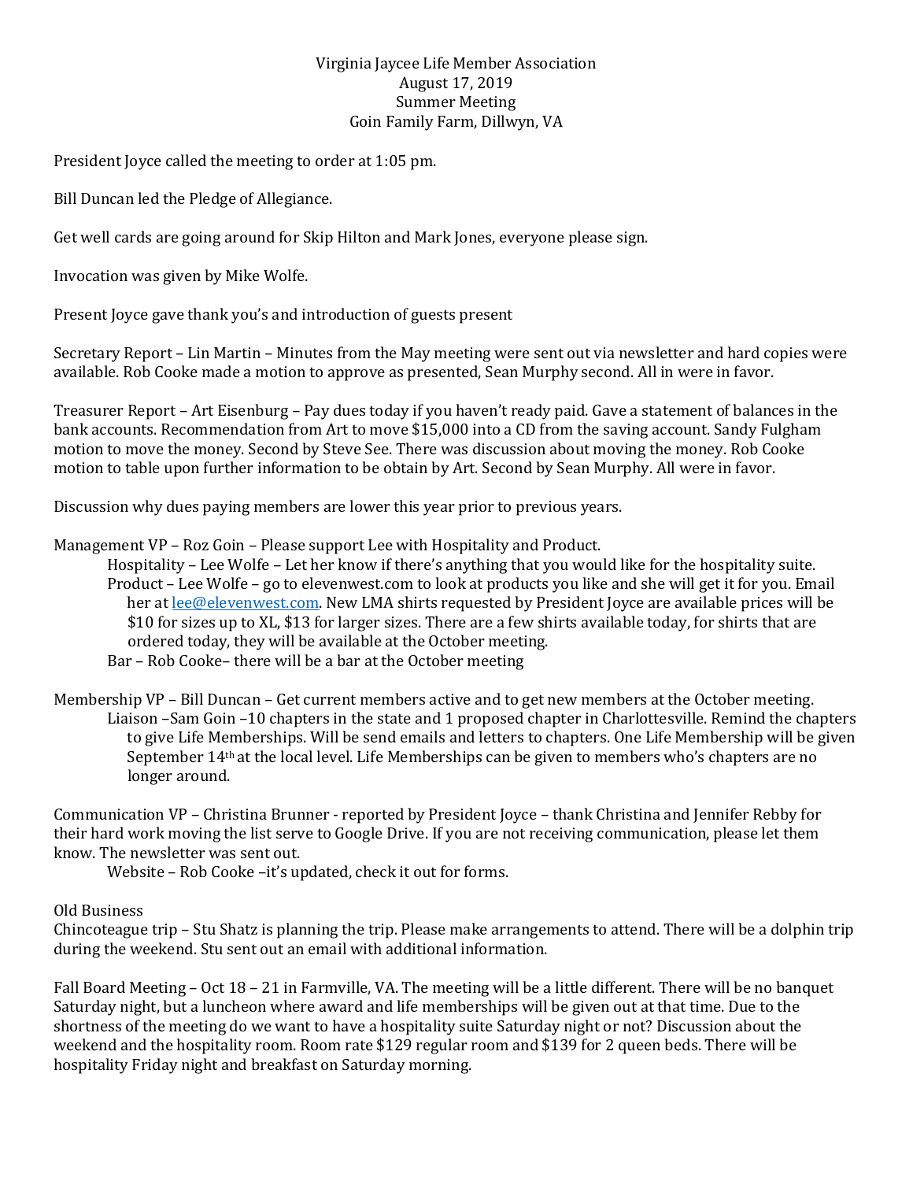Virginia Jaycee Life Member Association
August 17, 2019
Summer Meeting
Goin Family Farm, Dillwyn, VA

President Joyce called the meeting to order at 1:05 pm.

Bill Duncan led the Pledge of Allegiance.

Get well cards are going around for Skip Hilton and Mark Jones, everyone please sign.

Invocation was given by Mike Wolfe.

Present Joyce gave thank you's and introduction of guests present

Secretary Report – Lin Martin – Minutes from the May meeting were sent out via newsletter and hard copies were available. Rob Cooke made a motion to approve as presented, Sean Murphy second. All in were in favor.

Treasurer Report – Art Eisenburg – Pay dues today if you haven't ready paid. Gave a statement of balances in the bank accounts. Recommendation from Art to move $15,000 into a CD from the saving account. Sandy Fulgham motion to move the money. Second by Steve See. There was discussion about moving the money. Rob Cooke motion to table upon further information to be obtain by Art. Second by Sean Murphy. All were in favor.

Discussion why dues paying members are lower this year prior to previous years.

Management VP – Roz Goin – Please support Lee with Hospitality and Product.

- Hospitality – Lee Wolfe – Let her know if there's anything that you would like for the hospitality suite.
- Product – Lee Wolfe – go to elevenwest.com to look at products you like and she will get it for you. Email her at lee@elevenwest.com. New LMA shirts requested by President Joyce are available prices will be $10 for sizes up to XL, $13 for larger sizes. There are a few shirts available today, for shirts that are ordered today, they will be available at the October meeting.
- Bar – Rob Cooke– there will be a bar at the October meeting

Membership VP – Bill Duncan – Get current members active and to get new members at the October meeting.

- Liaison –Sam Goin –10 chapters in the state and 1 proposed chapter in Charlottesville. Remind the chapters to give Life Memberships. Will be send emails and letters to chapters. One Life Membership will be given September 14th at the local level. Life Memberships can be given to members who's chapters are no longer around.

Communication VP – Christina Brunner - reported by President Joyce – thank Christina and Jennifer Rebby for their hard work moving the list serve to Google Drive. If you are not receiving communication, please let them know. The newsletter was sent out.

- Website – Rob Cooke –it's updated, check it out for forms.

Old Business

Chincoteague trip – Stu Shatz is planning the trip. Please make arrangements to attend. There will be a dolphin trip during the weekend. Stu sent out an email with additional information.

Fall Board Meeting – Oct 18 – 21 in Farmville, VA. The meeting will be a little different. There will be no banquet Saturday night, but a luncheon where award and life memberships will be given out at that time. Due to the shortness of the meeting do we want to have a hospitality suite Saturday night or not? Discussion about the weekend and the hospitality room. Room rate $129 regular room and $139 for 2 queen beds. There will be hospitality Friday night and breakfast on Saturday morning.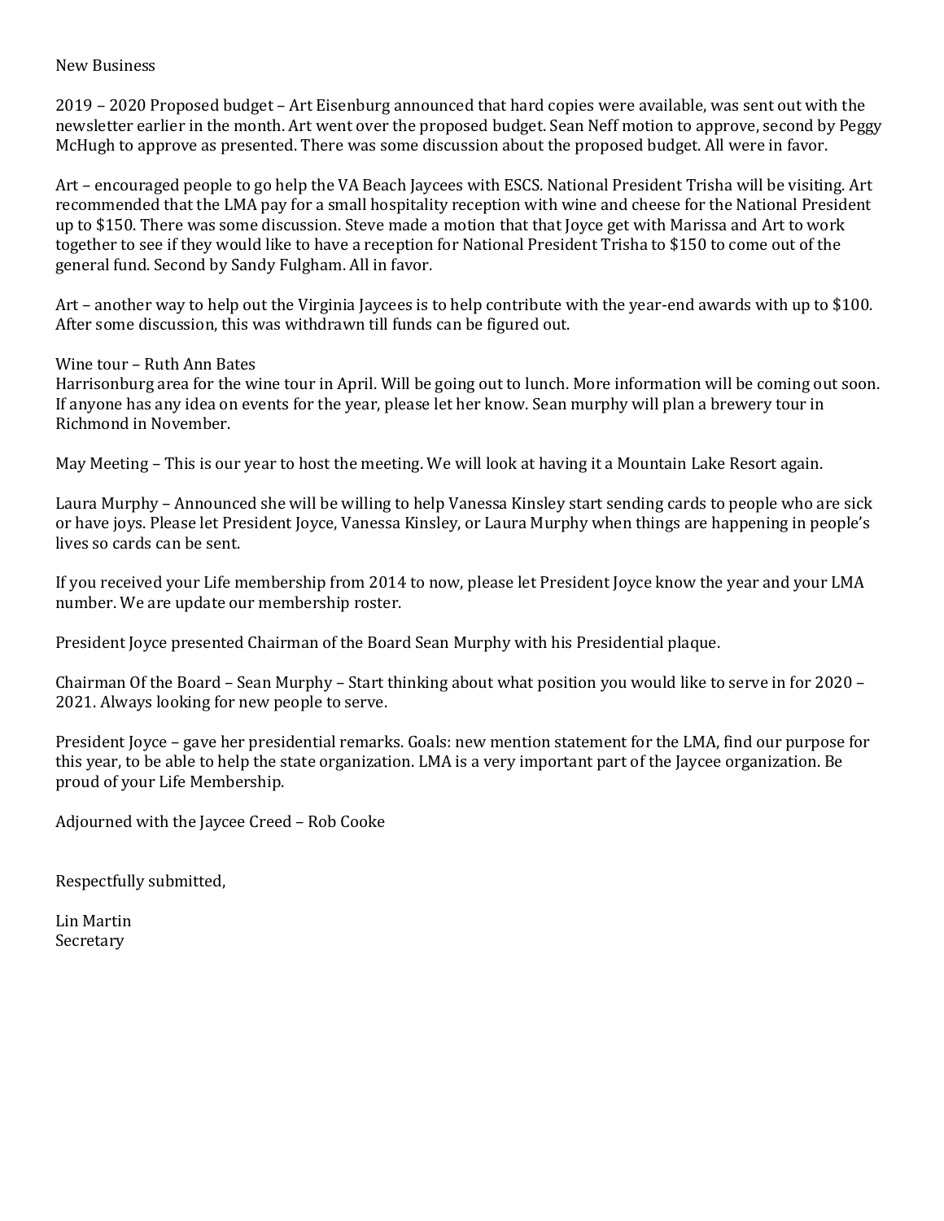New Business

2019 – 2020 Proposed budget – Art Eisenburg announced that hard copies were available, was sent out with the newsletter earlier in the month. Art went over the proposed budget. Sean Neff motion to approve, second by Peggy McHugh to approve as presented. There was some discussion about the proposed budget. All were in favor.

Art – encouraged people to go help the VA Beach Jaycees with ESCS. National President Trisha will be visiting. Art recommended that the LMA pay for a small hospitality reception with wine and cheese for the National President up to $150. There was some discussion. Steve made a motion that that Joyce get with Marissa and Art to work together to see if they would like to have a reception for National President Trisha to $150 to come out of the general fund. Second by Sandy Fulgham. All in favor.

Art – another way to help out the Virginia Jaycees is to help contribute with the year-end awards with up to $100. After some discussion, this was withdrawn till funds can be figured out.

Wine tour – Ruth Ann Bates
Harrisonburg area for the wine tour in April. Will be going out to lunch. More information will be coming out soon. If anyone has any idea on events for the year, please let her know. Sean murphy will plan a brewery tour in Richmond in November.

May Meeting – This is our year to host the meeting. We will look at having it a Mountain Lake Resort again.

Laura Murphy – Announced she will be willing to help Vanessa Kinsley start sending cards to people who are sick or have joys. Please let President Joyce, Vanessa Kinsley, or Laura Murphy when things are happening in people's lives so cards can be sent.

If you received your Life membership from 2014 to now, please let President Joyce know the year and your LMA number. We are update our membership roster.

President Joyce presented Chairman of the Board Sean Murphy with his Presidential plaque.

Chairman Of the Board – Sean Murphy – Start thinking about what position you would like to serve in for 2020 – 2021. Always looking for new people to serve.

President Joyce – gave her presidential remarks. Goals: new mention statement for the LMA, find our purpose for this year, to be able to help the state organization. LMA is a very important part of the Jaycee organization. Be proud of your Life Membership.

Adjourned with the Jaycee Creed – Rob Cooke

Respectfully submitted,

Lin Martin
Secretary